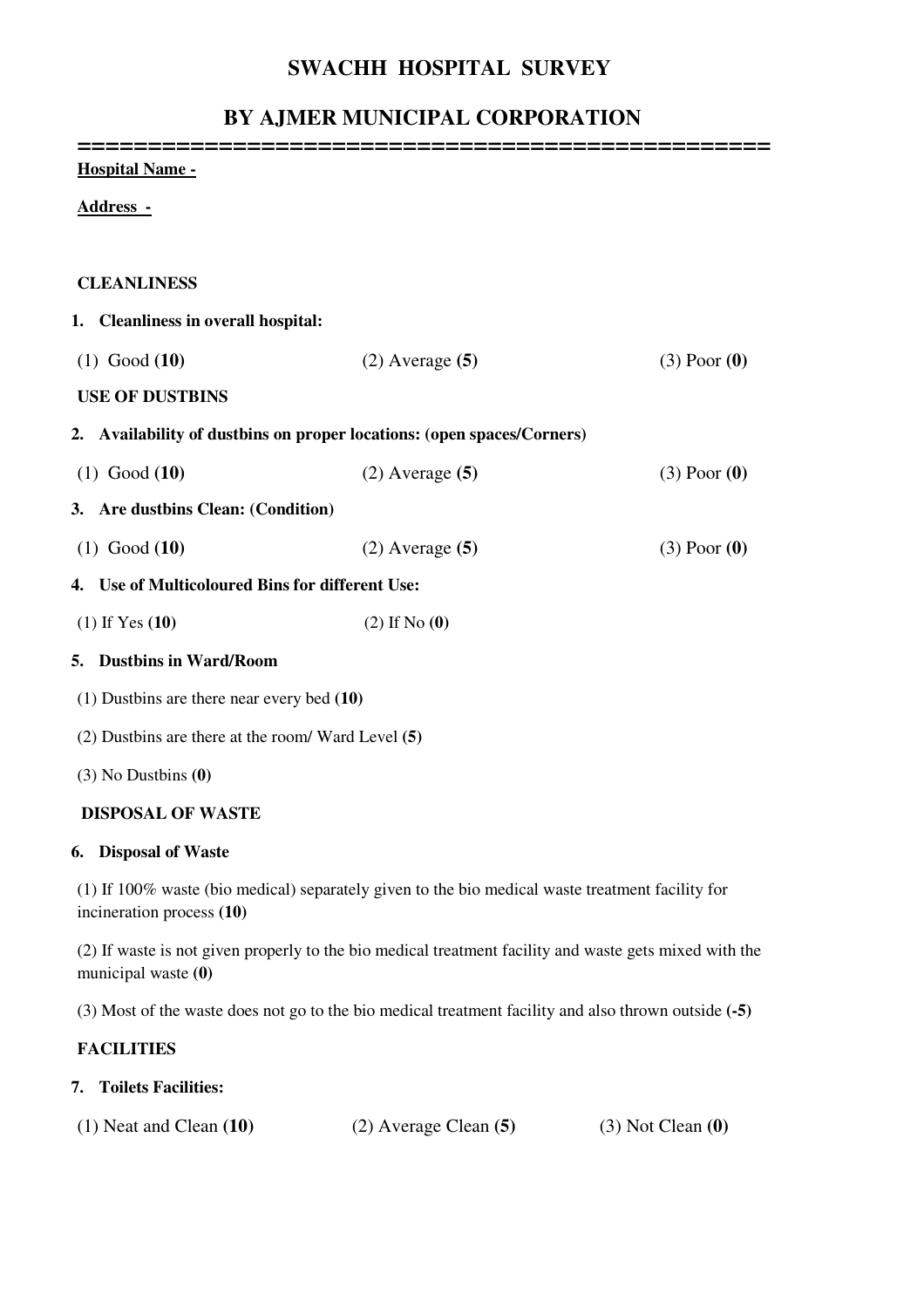# SWACHH HOSPITAL SURVEY

## BY AJMER MUNICIPAL CORPORATION

==================================================

**Hospital Name -**

**Address -**

**CLEANLINESS**

**1. Cleanliness in overall hospital:**

(1) Good **(10)** (2) Average **(5)** (3) Poor **(0)**

**USE OF DUSTBINS**

**2. Availability of dustbins on proper locations: (open spaces/Corners)**

(1) Good **(10)** (2) Average **(5)** (3) Poor **(0)**

**3. Are dustbins Clean: (Condition)**

(1) Good **(10)** (2) Average **(5)** (3) Poor **(0)**

**4. Use of Multicoloured Bins for different Use:**

(1) If Yes **(10)** (2) If No **(0)**

**5. Dustbins in Ward/Room**

(1) Dustbins are there near every bed **(10)**

(2) Dustbins are there at the room/ Ward Level **(5)**

(3) No Dustbins **(0)**

**DISPOSAL OF WASTE**

**6. Disposal of Waste**

(1) If 100% waste (bio medical) separately given to the bio medical waste treatment facility for incineration process **(10)**

(2) If waste is not given properly to the bio medical treatment facility and waste gets mixed with the municipal waste **(0)**

(3) Most of the waste does not go to the bio medical treatment facility and also thrown outside **(-5)**

**FACILITIES**

**7. Toilets Facilities:**

(1) Neat and Clean **(10)** (2) Average Clean **(5)** (3) Not Clean **(0)**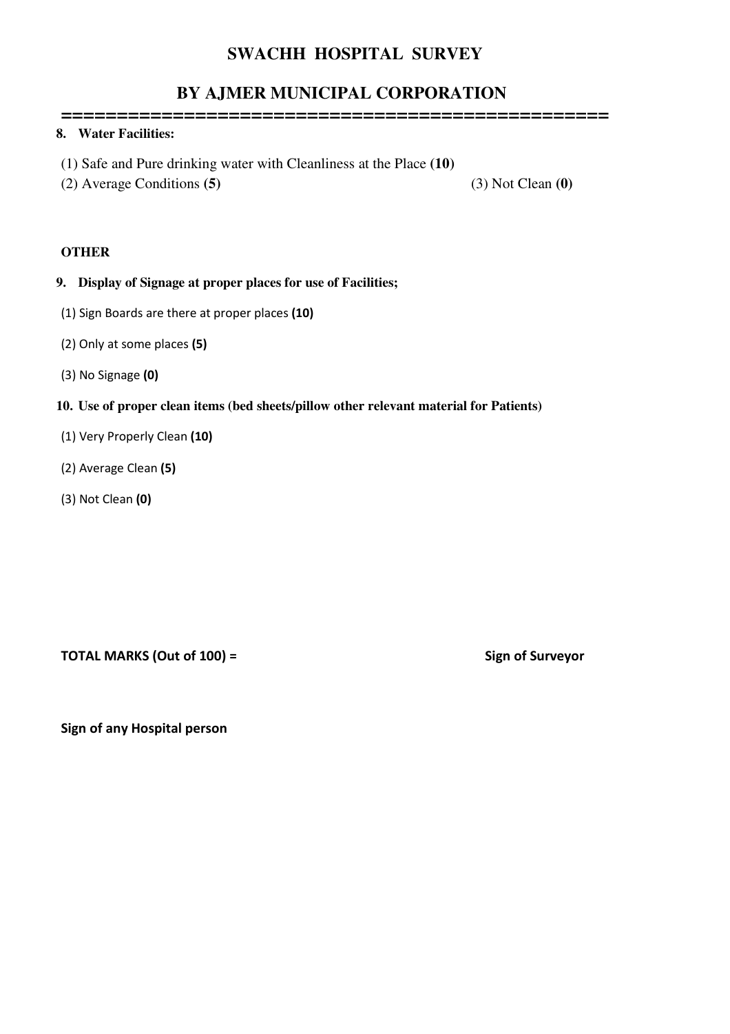# SWACHH HOSPITAL SURVEY

## BY AJMER MUNICIPAL CORPORATION

================================================

**8. Water Facilities:**

(1) Safe and Pure drinking water with Cleanliness at the Place **(10)**

(2) Average Conditions **(5)**

(3) Not Clean **(0)**

**OTHER**

**9. Display of Signage at proper places for use of Facilities;**

(1) Sign Boards are there at proper places **(10)**

(2) Only at some places **(5)**

(3) No Signage **(0)**

**10. Use of proper clean items (bed sheets/pillow other relevant material for Patients)**

(1) Very Properly Clean **(10)**

(2) Average Clean **(5)**

(3) Not Clean **(0)**

**TOTAL MARKS (Out of 100) =**

**Sign of Surveyor**

**Sign of any Hospital person**